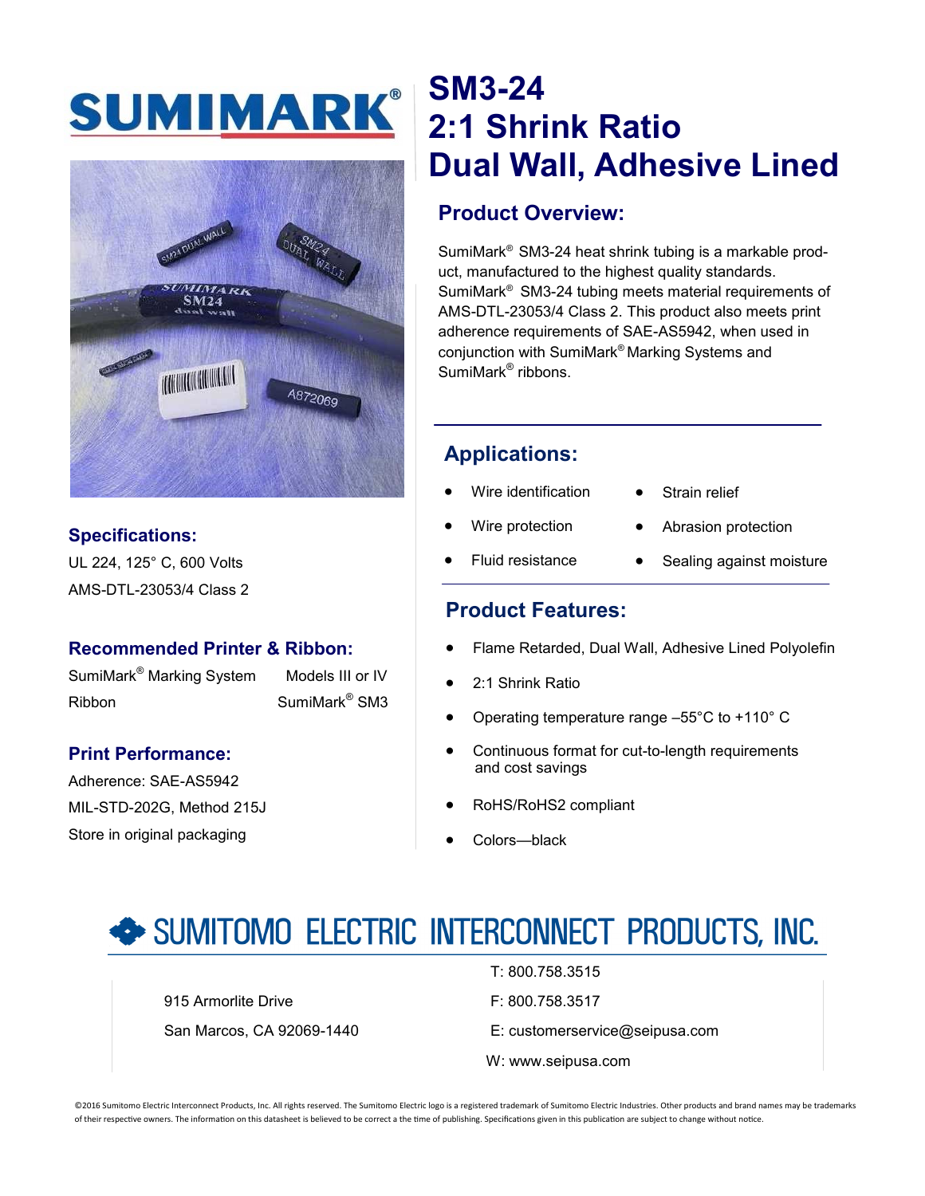# SUMIMARK®

# SM3-24
# 2:1 Shrink Ratio
# Dual Wall, Adhesive Lined

## Product Overview:

SumiMark® SM3-24 heat shrink tubing is a markable product, manufactured to the highest quality standards. SumiMark® SM3-24 tubing meets material requirements of AMS-DTL-23053/4 Class 2. This product also meets print adherence requirements of SAE-AS5942, when used in conjunction with SumiMark® Marking Systems and SumiMark® ribbons.

## Applications:

- Wire identification
- Wire protection
- Fluid resistance
- Strain relief
- Abrasion protection
- Sealing against moisture

## Product Features:

- Flame Retarded, Dual Wall, Adhesive Lined Polyolefin
- 2:1 Shrink Ratio
- Operating temperature range –55°C to +110° C
- Continuous format for cut-to-length requirements and cost savings
- RoHS/RoHS2 compliant
- Colors—black

## Specifications:

UL 224, 125° C, 600 Volts

AMS-DTL-23053/4 Class 2

## Recommended Printer & Ribbon:

| | |
|---|---|
| SumiMark® Marking System | Models III or IV |
| Ribbon | SumiMark® SM3 |

## Print Performance:

Adherence: SAE-AS5942

MIL-STD-202G, Method 215J

Store in original packaging

## SUMITOMO ELECTRIC INTERCONNECT PRODUCTS, INC.

915 Armorlite Drive
San Marcos, CA 92069-1440

T: 800.758.3515
F: 800.758.3517
E: customerservice@seipusa.com
W: www.seipusa.com

©2016 Sumitomo Electric Interconnect Products, Inc. All rights reserved. The Sumitomo Electric logo is a registered trademark of Sumitomo Electric Industries. Other products and brand names may be trademarks of their respective owners. The information on this datasheet is believed to be correct a the time of publishing. Specifications given in this publication are subject to change without notice.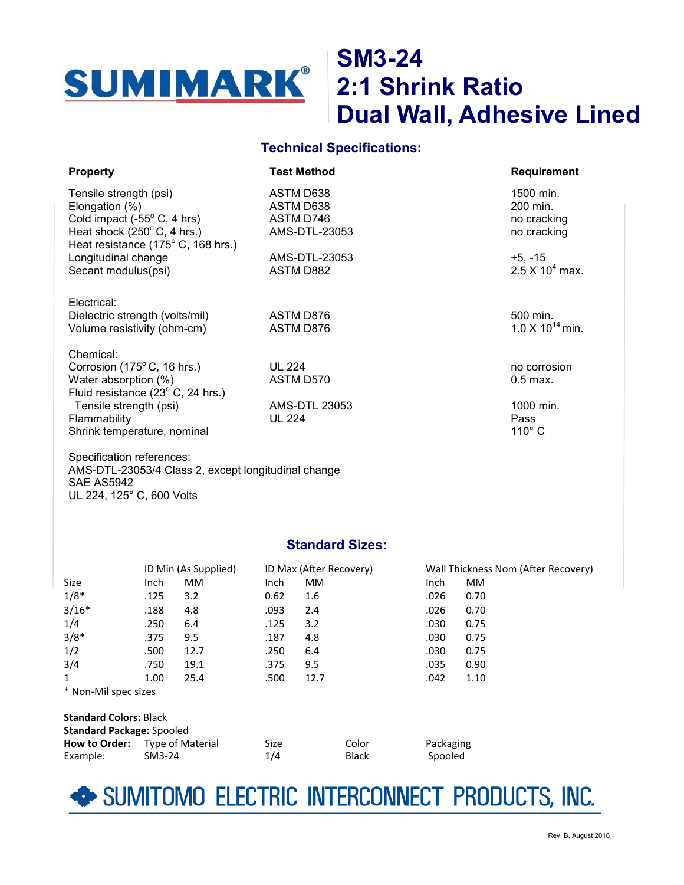# SUMIMARK®

# SM3-24
# 2:1 Shrink Ratio
# Dual Wall, Adhesive Lined

## Technical Specifications:

| Property | Test Method | Requirement |
|---|---|---|
| Tensile strength (psi) | ASTM D638 | 1500 min. |
| Elongation (%) | ASTM D638 | 200 min. |
| Cold impact (-55° C, 4 hrs) | ASTM D746 | no cracking |
| Heat shock (250° C, 4 hrs.) | AMS-DTL-23053 | no cracking |
| Heat resistance (175° C, 168 hrs.) | | |
| Longitudinal change | AMS-DTL-23053 | +5, -15 |
| Secant modulus(psi) | ASTM D882 | $2.5 \times 10^4$ max. |
| **Electrical:** | | |
| Dielectric strength (volts/mil) | ASTM D876 | 500 min. |
| Volume resistivity (ohm-cm) | ASTM D876 | $1.0 \times 10^{14}$ min. |
| **Chemical:** | | |
| Corrosion (175° C, 16 hrs.) | UL 224 | no corrosion |
| Water absorption (%) | ASTM D570 | 0.5 max. |
| Fluid resistance (23° C, 24 hrs.) | | |
| Tensile strength (psi) | AMS-DTL 23053 | 1000 min. |
| Flammability | UL 224 | Pass |
| Shrink temperature, nominal | | 110° C |

Specification references:
AMS-DTL-23053/4 Class 2, except longitudinal change
SAE AS5942
UL 224, 125° C, 600 Volts

## Standard Sizes:

| | ID Min (As Supplied) | | ID Max (After Recovery) | | Wall Thickness Nom (After Recovery) | |
|---|---|---|---|---|---|---|
| Size | Inch | MM | Inch | MM | Inch | MM |
| 1/8* | .125 | 3.2 | 0.62 | 1.6 | .026 | 0.70 |
| 3/16* | .188 | 4.8 | .093 | 2.4 | .026 | 0.70 |
| 1/4 | .250 | 6.4 | .125 | 3.2 | .030 | 0.75 |
| 3/8* | .375 | 9.5 | .187 | 4.8 | .030 | 0.75 |
| 1/2 | .500 | 12.7 | .250 | 6.4 | .030 | 0.75 |
| 3/4 | .750 | 19.1 | .375 | 9.5 | .035 | 0.90 |
| 1 | 1.00 | 25.4 | .500 | 12.7 | .042 | 1.10 |

* Non-Mil spec sizes

**Standard Colors:** Black
**Standard Package:** Spooled

| **How to Order:** | Type of Material | Size | Color | Packaging |
|---|---|---|---|---|
| Example: | SM3-24 | 1/4 | Black | Spooled |

SUMITOMO ELECTRIC INTERCONNECT PRODUCTS, INC.

Rev. B, August 2016